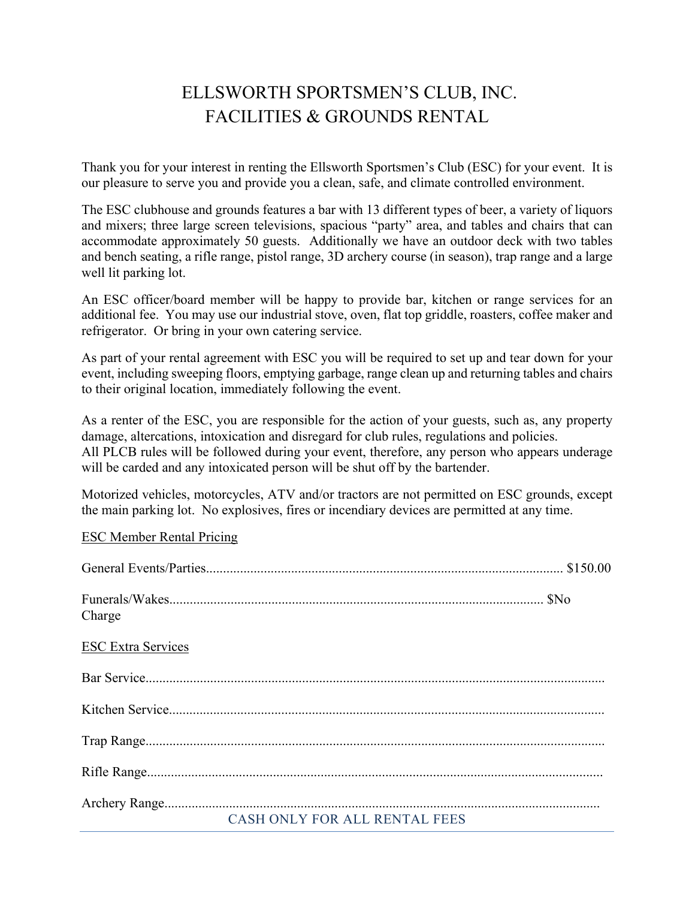# ELLSWORTH SPORTSMEN'S CLUB, INC.
# FACILITIES & GROUNDS RENTAL

Thank you for your interest in renting the Ellsworth Sportsmen's Club (ESC) for your event. It is our pleasure to serve you and provide you a clean, safe, and climate controlled environment.

The ESC clubhouse and grounds features a bar with 13 different types of beer, a variety of liquors and mixers; three large screen televisions, spacious "party" area, and tables and chairs that can accommodate approximately 50 guests. Additionally we have an outdoor deck with two tables and bench seating, a rifle range, pistol range, 3D archery course (in season), trap range and a large well lit parking lot.

An ESC officer/board member will be happy to provide bar, kitchen or range services for an additional fee. You may use our industrial stove, oven, flat top griddle, roasters, coffee maker and refrigerator. Or bring in your own catering service.

As part of your rental agreement with ESC you will be required to set up and tear down for your event, including sweeping floors, emptying garbage, range clean up and returning tables and chairs to their original location, immediately following the event.

As a renter of the ESC, you are responsible for the action of your guests, such as, any property damage, altercations, intoxication and disregard for club rules, regulations and policies.
All PLCB rules will be followed during your event, therefore, any person who appears underage will be carded and any intoxicated person will be shut off by the bartender.

Motorized vehicles, motorcycles, ATV and/or tractors are not permitted on ESC grounds, except the main parking lot. No explosives, fires or incendiary devices are permitted at any time.

<u>ESC Member Rental Pricing</u>

General Events/Parties........................................................................................................ $150.00

Funerals/Wakes............................................................................................................. $No Charge

<u>ESC Extra Services</u>

Bar Service......................................................................................................................................

Kitchen Service................................................................................................................................

Trap Range......................................................................................................................................

Rifle Range......................................................................................................................................

Archery Range.................................................................................................................................

CASH ONLY FOR ALL RENTAL FEES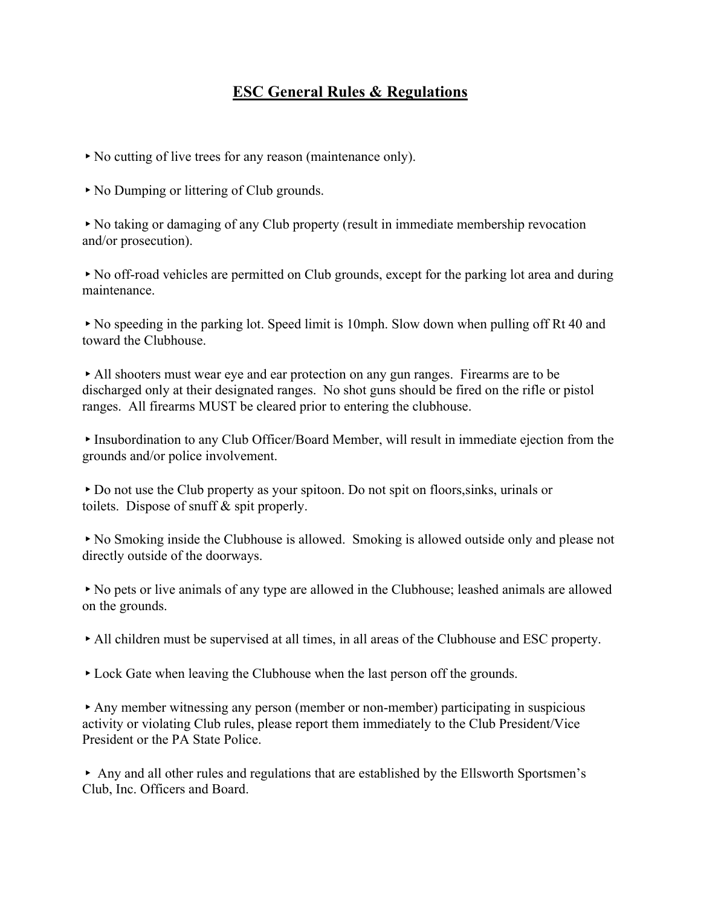## ESC General Rules & Regulations

- No cutting of live trees for any reason (maintenance only).

- No Dumping or littering of Club grounds.

- No taking or damaging of any Club property (result in immediate membership revocation and/or prosecution).

- No off-road vehicles are permitted on Club grounds, except for the parking lot area and during maintenance.

- No speeding in the parking lot. Speed limit is 10mph. Slow down when pulling off Rt 40 and toward the Clubhouse.

- All shooters must wear eye and ear protection on any gun ranges. Firearms are to be discharged only at their designated ranges. No shot guns should be fired on the rifle or pistol ranges. All firearms MUST be cleared prior to entering the clubhouse.

- Insubordination to any Club Officer/Board Member, will result in immediate ejection from the grounds and/or police involvement.

- Do not use the Club property as your spitoon. Do not spit on floors,sinks, urinals or toilets. Dispose of snuff & spit properly.

- No Smoking inside the Clubhouse is allowed. Smoking is allowed outside only and please not directly outside of the doorways.

- No pets or live animals of any type are allowed in the Clubhouse; leashed animals are allowed on the grounds.

- All children must be supervised at all times, in all areas of the Clubhouse and ESC property.

- Lock Gate when leaving the Clubhouse when the last person off the grounds.

- Any member witnessing any person (member or non-member) participating in suspicious activity or violating Club rules, please report them immediately to the Club President/Vice President or the PA State Police.

- Any and all other rules and regulations that are established by the Ellsworth Sportsmen's Club, Inc. Officers and Board.